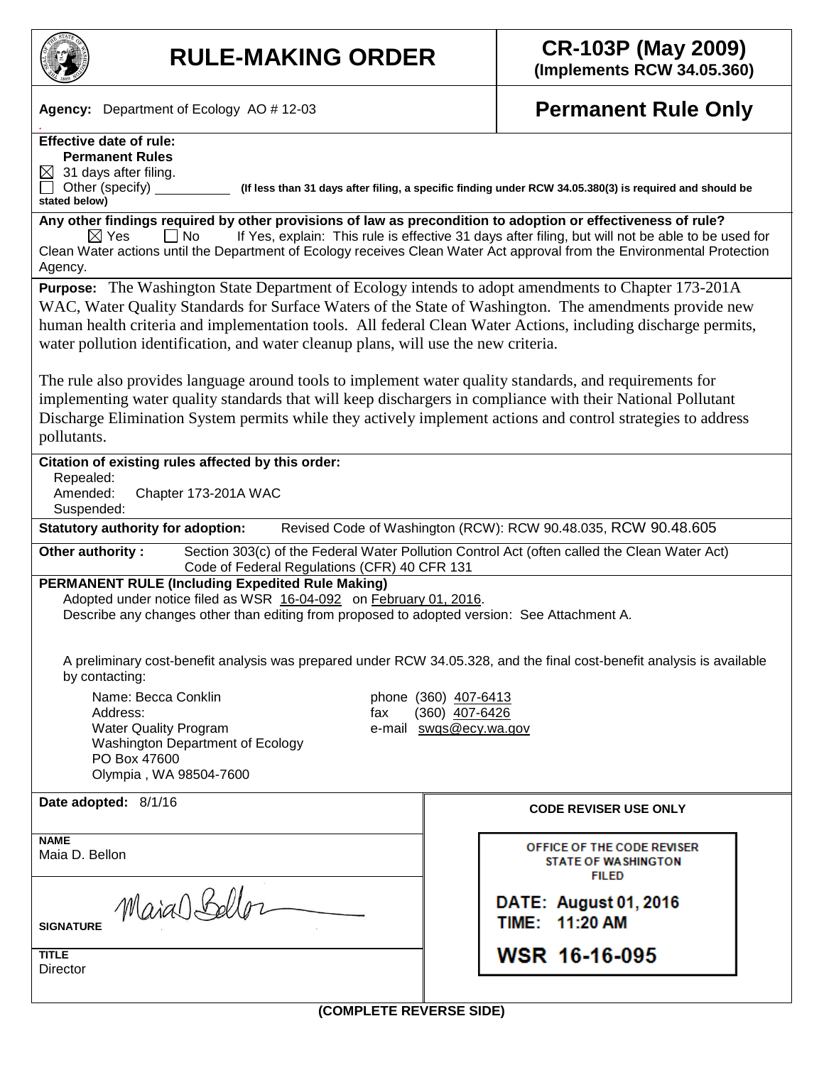# RULE-MAKING ORDER

**CR-103P (May 2009)**
**(Implements RCW 34.05.360)**

**Agency:** Department of Ecology AO # 12-03

**Permanent Rule Only**

**Effective date of rule:**
**Permanent Rules**
☒ 31 days after filing.
☐ Other (specify) __________ **(If less than 31 days after filing, a specific finding under RCW 34.05.380(3) is required and should be stated below)**

**Any other findings required by other provisions of law as precondition to adoption or effectiveness of rule?**
☒ Yes ☐ No If Yes, explain: This rule is effective 31 days after filing, but will not be able to be used for Clean Water actions until the Department of Ecology receives Clean Water Act approval from the Environmental Protection Agency.

**Purpose:** The Washington State Department of Ecology intends to adopt amendments to Chapter 173-201A WAC, Water Quality Standards for Surface Waters of the State of Washington. The amendments provide new human health criteria and implementation tools. All federal Clean Water Actions, including discharge permits, water pollution identification, and water cleanup plans, will use the new criteria.

The rule also provides language around tools to implement water quality standards, and requirements for implementing water quality standards that will keep dischargers in compliance with their National Pollutant Discharge Elimination System permits while they actively implement actions and control strategies to address pollutants.

**Citation of existing rules affected by this order:**
Repealed:
Amended: Chapter 173-201A WAC
Suspended:

**Statutory authority for adoption:** Revised Code of Washington (RCW): RCW 90.48.035, RCW 90.48.605

**Other authority :** Section 303(c) of the Federal Water Pollution Control Act (often called the Clean Water Act) Code of Federal Regulations (CFR) 40 CFR 131

**PERMANENT RULE (Including Expedited Rule Making)**
Adopted under notice filed as WSR 16-04-092 on February 01, 2016.
Describe any changes other than editing from proposed to adopted version: See Attachment A.

A preliminary cost-benefit analysis was prepared under RCW 34.05.328, and the final cost-benefit analysis is available by contacting:

Name: Becca Conklin
Address:
Water Quality Program
Washington Department of Ecology
PO Box 47600
Olympia , WA 98504-7600

phone (360) 407-6413
fax (360) 407-6426
e-mail swqs@ecy.wa.gov

**Date adopted:** 8/1/16

**NAME**
Maia D. Bellon

**SIGNATURE**
Maia D Bellon

**TITLE**
Director

**CODE REVISER USE ONLY**

OFFICE OF THE CODE REVISER
STATE OF WASHINGTON
FILED

DATE: August 01, 2016
TIME: 11:20 AM

WSR 16-16-095

**(COMPLETE REVERSE SIDE)**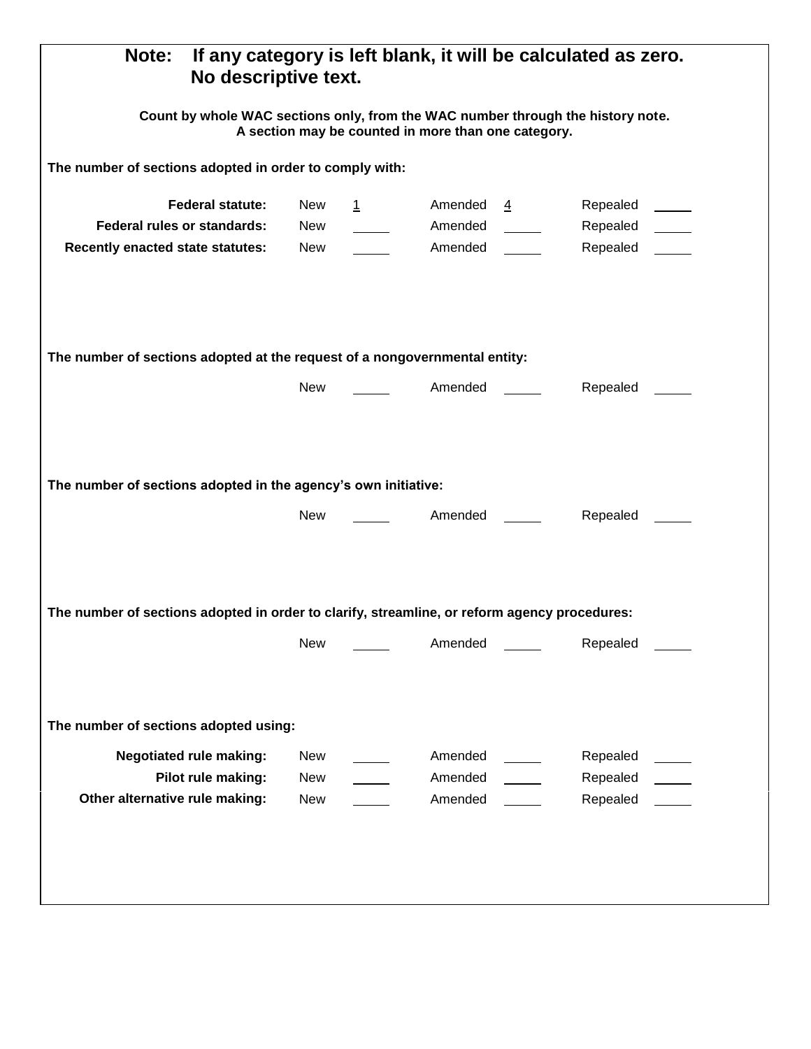**Note: If any category is left blank, it will be calculated as zero. No descriptive text.**

**Count by whole WAC sections only, from the WAC number through the history note. A section may be counted in more than one category.**

**The number of sections adopted in order to comply with:**

| | New | Amended | Repealed |
|---|---|---|---|
| **Federal statute:** | 1 | 4 | |
| **Federal rules or standards:** | | | |
| **Recently enacted state statutes:** | | | |

**The number of sections adopted at the request of a nongovernmental entity:**

| New | Amended | Repealed |
|---|---|---|
| | | |

**The number of sections adopted in the agency's own initiative:**

| New | Amended | Repealed |
|---|---|---|
| | | |

**The number of sections adopted in order to clarify, streamline, or reform agency procedures:**

| New | Amended | Repealed |
|---|---|---|
| | | |

**The number of sections adopted using:**

| | New | Amended | Repealed |
|---|---|---|---|
| **Negotiated rule making:** | | | |
| **Pilot rule making:** | | | |
| **Other alternative rule making:** | | | |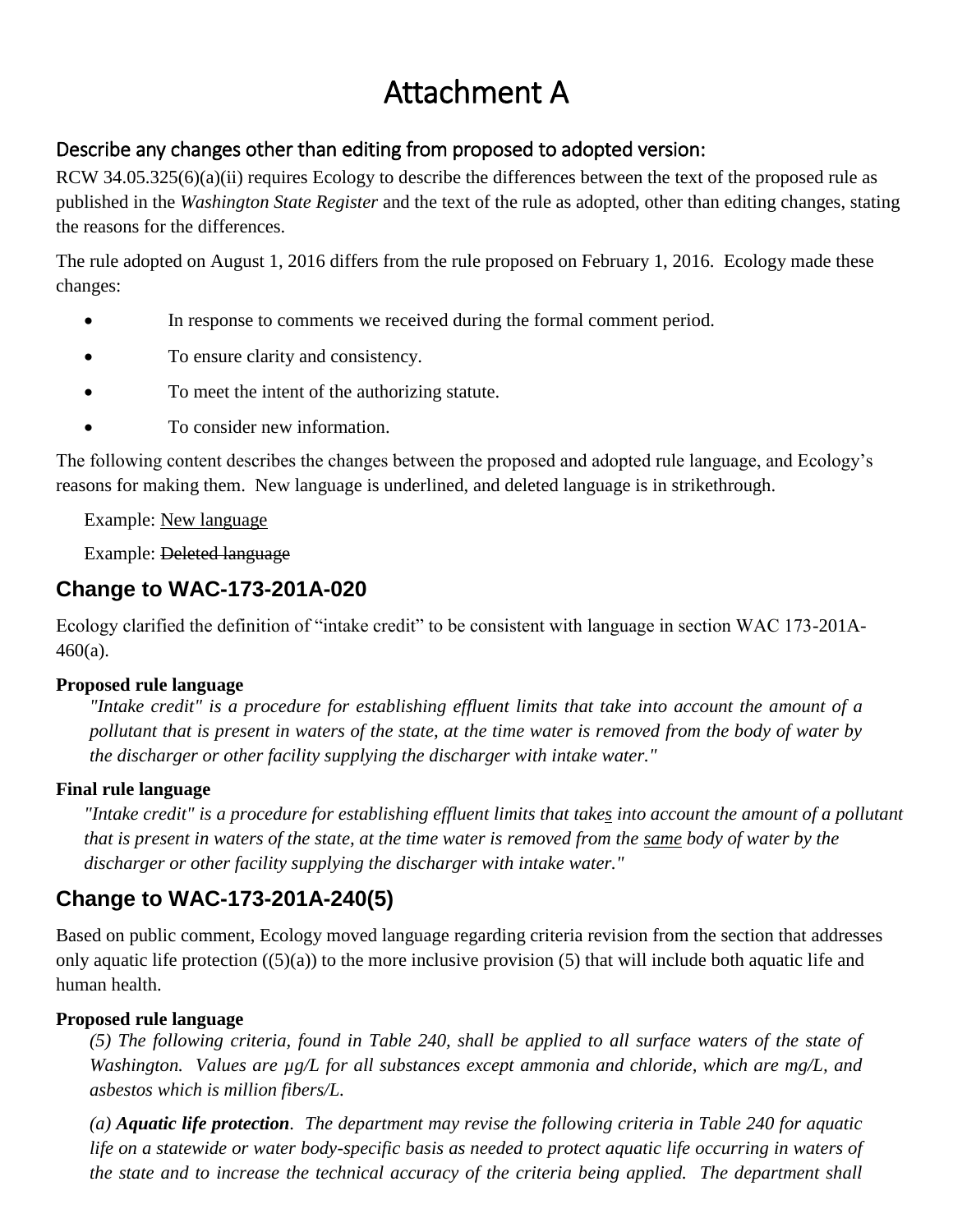# Attachment A

## Describe any changes other than editing from proposed to adopted version:

RCW 34.05.325(6)(a)(ii) requires Ecology to describe the differences between the text of the proposed rule as published in the *Washington State Register* and the text of the rule as adopted, other than editing changes, stating the reasons for the differences.

The rule adopted on August 1, 2016 differs from the rule proposed on February 1, 2016. Ecology made these changes:

- In response to comments we received during the formal comment period.
- To ensure clarity and consistency.
- To meet the intent of the authorizing statute.
- To consider new information.

The following content describes the changes between the proposed and adopted rule language, and Ecology's reasons for making them. New language is underlined, and deleted language is in strikethrough.

Example: <u>New language</u>

Example: ~~Deleted language~~

## Change to WAC-173-201A-020

Ecology clarified the definition of "intake credit" to be consistent with language in section WAC 173-201A-460(a).

### Proposed rule language

*"Intake credit" is a procedure for establishing effluent limits that take into account the amount of a pollutant that is present in waters of the state, at the time water is removed from the body of water by the discharger or other facility supplying the discharger with intake water."*

### Final rule language

*"Intake credit" is a procedure for establishing effluent limits that take<u>s</u> into account the amount of a pollutant that is present in waters of the state, at the time water is removed from the <u>same</u> body of water by the discharger or other facility supplying the discharger with intake water."*

## Change to WAC-173-201A-240(5)

Based on public comment, Ecology moved language regarding criteria revision from the section that addresses only aquatic life protection ((5)(a)) to the more inclusive provision (5) that will include both aquatic life and human health.

### Proposed rule language

*(5) The following criteria, found in Table 240, shall be applied to all surface waters of the state of Washington. Values are µg/L for all substances except ammonia and chloride, which are mg/L, and asbestos which is million fibers/L.*

*(a) **Aquatic life protection**. The department may revise the following criteria in Table 240 for aquatic life on a statewide or water body-specific basis as needed to protect aquatic life occurring in waters of the state and to increase the technical accuracy of the criteria being applied. The department shall*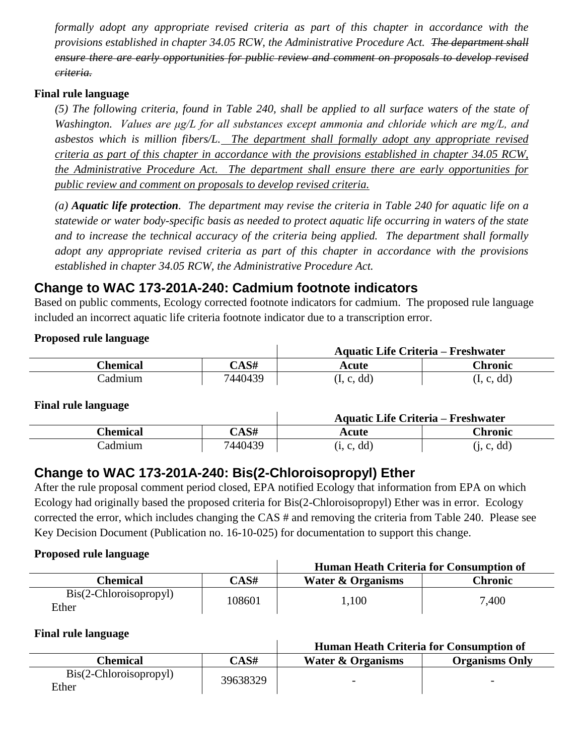*formally adopt any appropriate revised criteria as part of this chapter in accordance with the provisions established in chapter 34.05 RCW, the Administrative Procedure Act. ~~The department shall ensure there are early opportunities for public review and comment on proposals to develop revised criteria.~~*

**Final rule language**

*(5) The following criteria, found in Table 240, shall be applied to all surface waters of the state of Washington. Values are µg/L for all substances except ammonia and chloride which are mg/L, and asbestos which is million fibers/L. <u>The department shall formally adopt any appropriate revised criteria as part of this chapter in accordance with the provisions established in chapter 34.05 RCW, the Administrative Procedure Act. The department shall ensure there are early opportunities for public review and comment on proposals to develop revised criteria.</u>*

*(a) **Aquatic life protection**. The department may revise the criteria in Table 240 for aquatic life on a statewide or water body-specific basis as needed to protect aquatic life occurring in waters of the state and to increase the technical accuracy of the criteria being applied. The department shall formally adopt any appropriate revised criteria as part of this chapter in accordance with the provisions established in chapter 34.05 RCW, the Administrative Procedure Act.*

## Change to WAC 173-201A-240: Cadmium footnote indicators

Based on public comments, Ecology corrected footnote indicators for cadmium. The proposed rule language included an incorrect aquatic life criteria footnote indicator due to a transcription error.

**Proposed rule language**

| | | Aquatic Life Criteria – Freshwater | |
|---|---|---|---|
| **Chemical** | **CAS#** | **Acute** | **Chronic** |
| Cadmium | 7440439 | (I, c, dd) | (I, c, dd) |

**Final rule language**

| | | Aquatic Life Criteria – Freshwater | |
|---|---|---|---|
| **Chemical** | **CAS#** | **Acute** | **Chronic** |
| Cadmium | 7440439 | (i, c, dd) | (j, c, dd) |

## Change to WAC 173-201A-240: Bis(2-Chloroisopropyl) Ether

After the rule proposal comment period closed, EPA notified Ecology that information from EPA on which Ecology had originally based the proposed criteria for Bis(2-Chloroisopropyl) Ether was in error. Ecology corrected the error, which includes changing the CAS # and removing the criteria from Table 240. Please see Key Decision Document (Publication no. 16-10-025) for documentation to support this change.

**Proposed rule language**

| | | Human Heath Criteria for Consumption of | |
|---|---|---|---|
| **Chemical** | **CAS#** | **Water & Organisms** | **Chronic** |
| Bis(2-Chloroisopropyl) Ether | 108601 | 1,100 | 7,400 |

**Final rule language**

| | | Human Heath Criteria for Consumption of | |
|---|---|---|---|
| **Chemical** | **CAS#** | **Water & Organisms** | **Organisms Only** |
| Bis(2-Chloroisopropyl) Ether | 39638329 | - | - |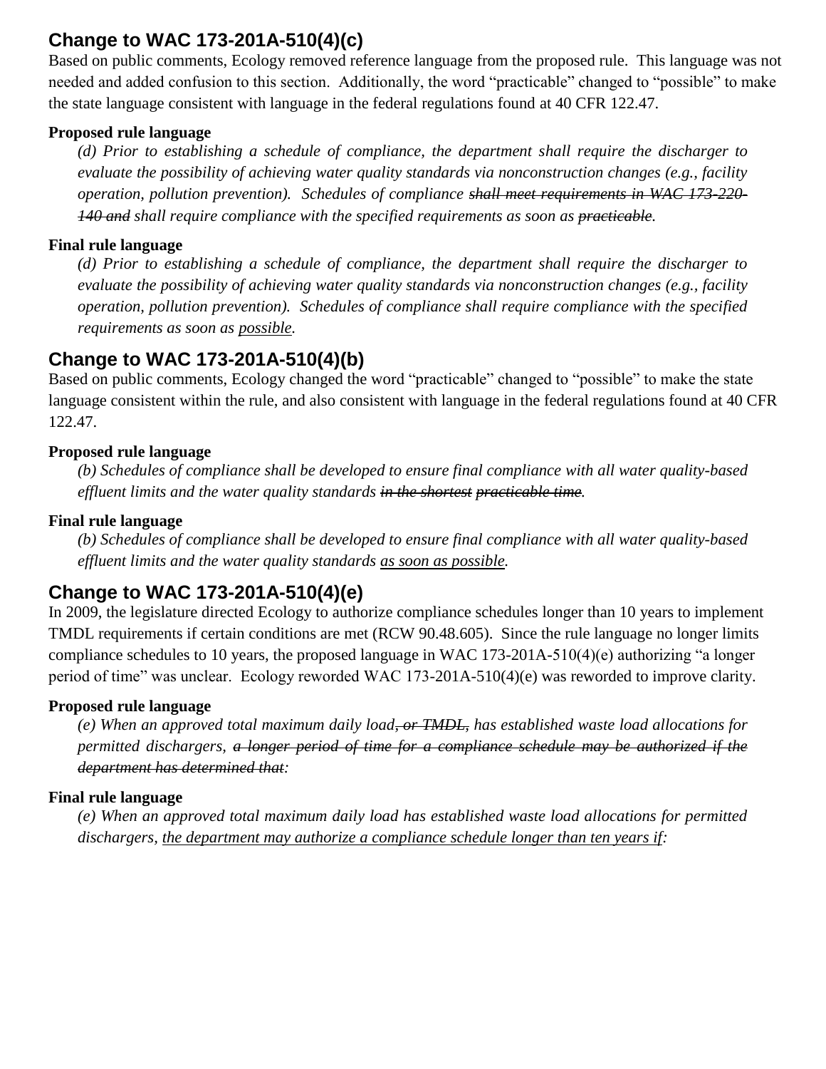## Change to WAC 173-201A-510(4)(c)

Based on public comments, Ecology removed reference language from the proposed rule. This language was not needed and added confusion to this section. Additionally, the word "practicable" changed to "possible" to make the state language consistent with language in the federal regulations found at 40 CFR 122.47.

**Proposed rule language**

*(d) Prior to establishing a schedule of compliance, the department shall require the discharger to evaluate the possibility of achieving water quality standards via nonconstruction changes (e.g., facility operation, pollution prevention). Schedules of compliance ~~shall meet requirements in WAC 173-220-140 and~~ shall require compliance with the specified requirements as soon as ~~practicable~~.*

**Final rule language**

*(d) Prior to establishing a schedule of compliance, the department shall require the discharger to evaluate the possibility of achieving water quality standards via nonconstruction changes (e.g., facility operation, pollution prevention). Schedules of compliance shall require compliance with the specified requirements as soon as <u>possible</u>.*

## Change to WAC 173-201A-510(4)(b)

Based on public comments, Ecology changed the word "practicable" changed to "possible" to make the state language consistent within the rule, and also consistent with language in the federal regulations found at 40 CFR 122.47.

**Proposed rule language**

*(b) Schedules of compliance shall be developed to ensure final compliance with all water quality-based effluent limits and the water quality standards ~~in the shortest~~ ~~practicable time~~.*

**Final rule language**

*(b) Schedules of compliance shall be developed to ensure final compliance with all water quality-based effluent limits and the water quality standards <u>as soon as possible</u>.*

## Change to WAC 173-201A-510(4)(e)

In 2009, the legislature directed Ecology to authorize compliance schedules longer than 10 years to implement TMDL requirements if certain conditions are met (RCW 90.48.605). Since the rule language no longer limits compliance schedules to 10 years, the proposed language in WAC 173-201A-510(4)(e) authorizing "a longer period of time" was unclear. Ecology reworded WAC 173-201A-510(4)(e) was reworded to improve clarity.

**Proposed rule language**

*(e) When an approved total maximum daily load~~, or TMDL,~~ has established waste load allocations for permitted dischargers, ~~a longer period of time for a compliance schedule may be authorized if the department has determined that~~:*

**Final rule language**

*(e) When an approved total maximum daily load has established waste load allocations for permitted dischargers, <u>the department may authorize a compliance schedule longer than ten years if</u>:*